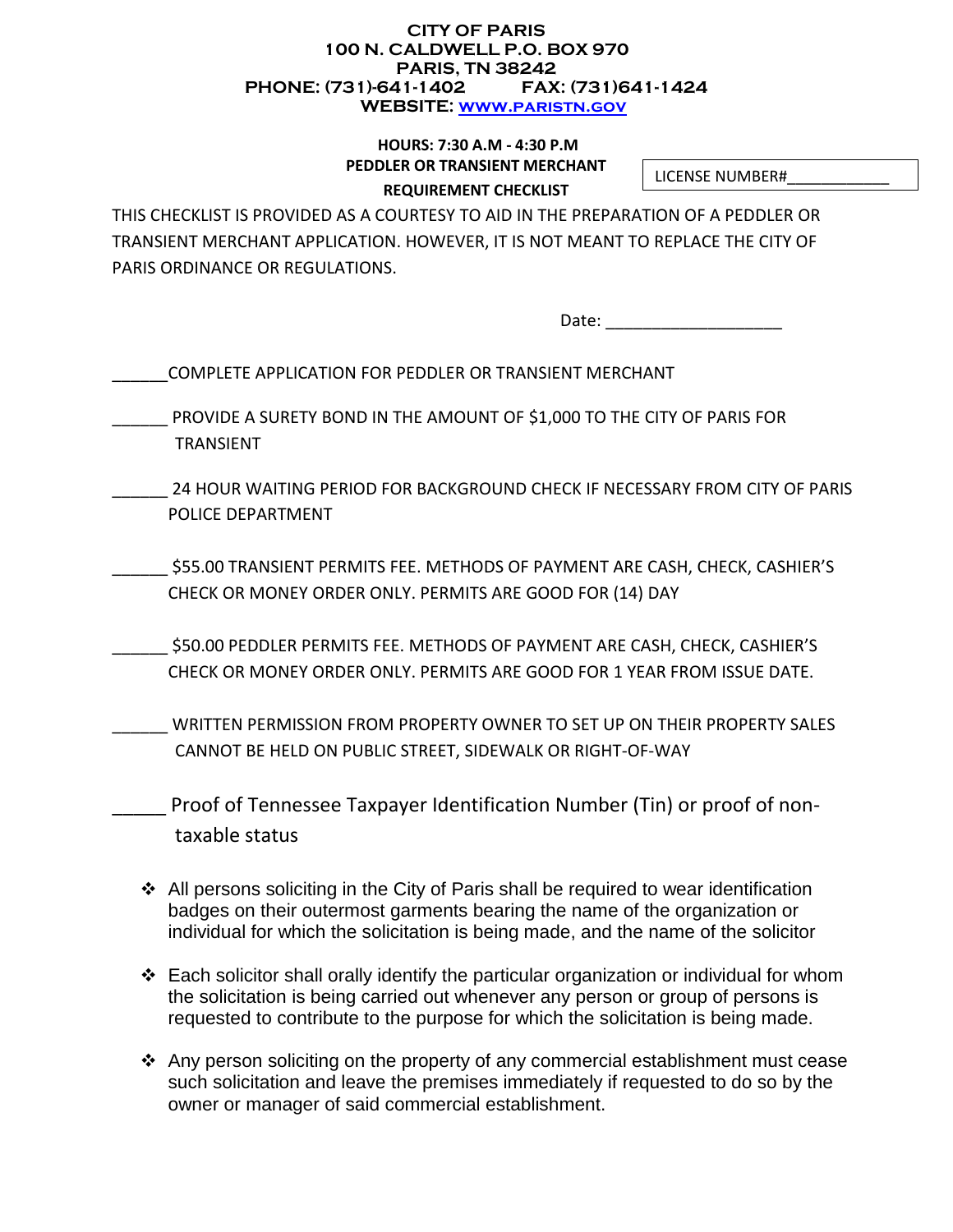**CITY OF PARIS**
**100 N. CALDWELL P.O. BOX 970**
**PARIS, TN 38242**
**PHONE: (731)-641-1402 FAX: (731)641-1424**
**WEBSITE: [WWW.PARISTN.GOV](http://www.paristn.gov)**

**HOURS: 7:30 A.M - 4:30 P.M**

**PEDDLER OR TRANSIENT MERCHANT**

**REQUIREMENT CHECKLIST**

LICENSE NUMBER#____________

THIS CHECKLIST IS PROVIDED AS A COURTESY TO AID IN THE PREPARATION OF A PEDDLER OR TRANSIENT MERCHANT APPLICATION. HOWEVER, IT IS NOT MEANT TO REPLACE THE CITY OF PARIS ORDINANCE OR REGULATIONS.

Date: ___________________

______COMPLETE APPLICATION FOR PEDDLER OR TRANSIENT MERCHANT

______ PROVIDE A SURETY BOND IN THE AMOUNT OF $1,000 TO THE CITY OF PARIS FOR TRANSIENT

______ 24 HOUR WAITING PERIOD FOR BACKGROUND CHECK IF NECESSARY FROM CITY OF PARIS POLICE DEPARTMENT

______ $55.00 TRANSIENT PERMITS FEE. METHODS OF PAYMENT ARE CASH, CHECK, CASHIER'S CHECK OR MONEY ORDER ONLY. PERMITS ARE GOOD FOR (14) DAY

______ $50.00 PEDDLER PERMITS FEE. METHODS OF PAYMENT ARE CASH, CHECK, CASHIER'S CHECK OR MONEY ORDER ONLY. PERMITS ARE GOOD FOR 1 YEAR FROM ISSUE DATE.

______ WRITTEN PERMISSION FROM PROPERTY OWNER TO SET UP ON THEIR PROPERTY SALES CANNOT BE HELD ON PUBLIC STREET, SIDEWALK OR RIGHT-OF-WAY

_____ Proof of Tennessee Taxpayer Identification Number (Tin) or proof of non-taxable status

- All persons soliciting in the City of Paris shall be required to wear identification badges on their outermost garments bearing the name of the organization or individual for which the solicitation is being made, and the name of the solicitor
- Each solicitor shall orally identify the particular organization or individual for whom the solicitation is being carried out whenever any person or group of persons is requested to contribute to the purpose for which the solicitation is being made.
- Any person soliciting on the property of any commercial establishment must cease such solicitation and leave the premises immediately if requested to do so by the owner or manager of said commercial establishment.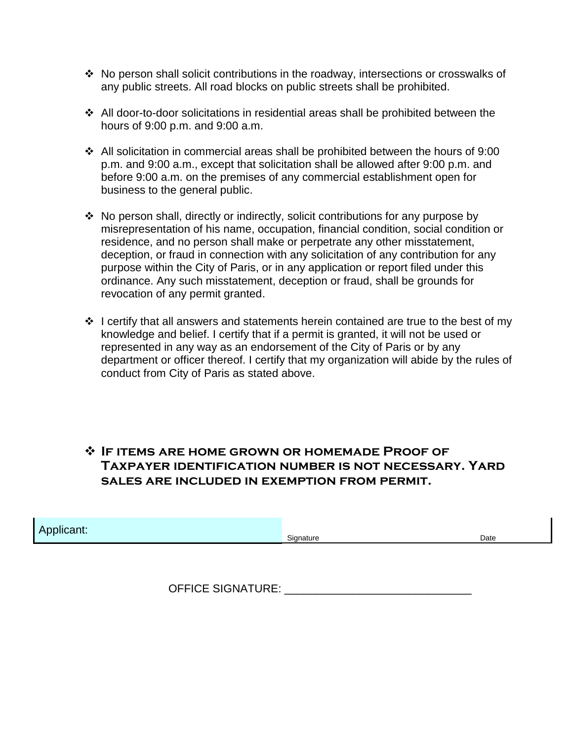- No person shall solicit contributions in the roadway, intersections or crosswalks of any public streets. All road blocks on public streets shall be prohibited.

- All door-to-door solicitations in residential areas shall be prohibited between the hours of 9:00 p.m. and 9:00 a.m.

- All solicitation in commercial areas shall be prohibited between the hours of 9:00 p.m. and 9:00 a.m., except that solicitation shall be allowed after 9:00 p.m. and before 9:00 a.m. on the premises of any commercial establishment open for business to the general public.

- No person shall, directly or indirectly, solicit contributions for any purpose by misrepresentation of his name, occupation, financial condition, social condition or residence, and no person shall make or perpetrate any other misstatement, deception, or fraud in connection with any solicitation of any contribution for any purpose within the City of Paris, or in any application or report filed under this ordinance. Any such misstatement, deception or fraud, shall be grounds for revocation of any permit granted.

- I certify that all answers and statements herein contained are true to the best of my knowledge and belief. I certify that if a permit is granted, it will not be used or represented in any way as an endorsement of the City of Paris or by any department or officer thereof. I certify that my organization will abide by the rules of conduct from City of Paris as stated above.

- **If items are home grown or homemade Proof of Taxpayer identification number is not necessary. Yard sales are included in exemption from permit.**

| Applicant: | Signature | Date |
|---|---|---|

OFFICE SIGNATURE: ______________________________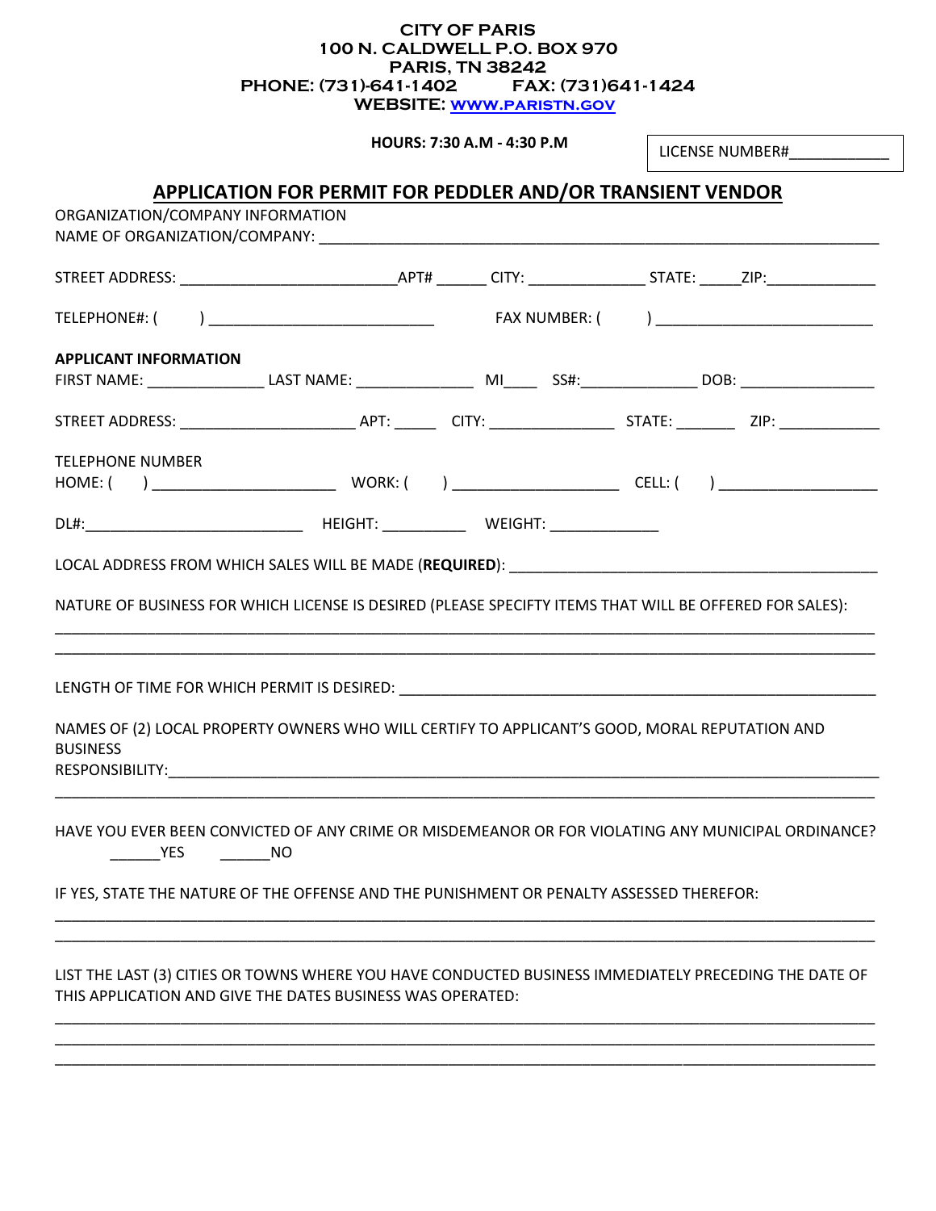**CITY OF PARIS**
**100 N. CALDWELL P.O. BOX 970**
**PARIS, TN 38242**
**PHONE: (731)-641-1402 FAX: (731)641-1424**
**WEBSITE: [www.paristn.gov](http://www.paristn.gov)**

**HOURS: 7:30 A.M - 4:30 P.M**

LICENSE NUMBER#____________

# APPLICATION FOR PERMIT FOR PEDDLER AND/OR TRANSIENT VENDOR

ORGANIZATION/COMPANY INFORMATION

NAME OF ORGANIZATION/COMPANY: ______________________________________________________________

STREET ADDRESS: __________________________APT# ______ CITY: ______________ STATE: _____ZIP:_____________

TELEPHONE#: (    ) ___________________________ FAX NUMBER: (    ) __________________________

**APPLICANT INFORMATION**

FIRST NAME: ______________ LAST NAME: ______________ MI____ SS#:______________ DOB: ________________

STREET ADDRESS: _____________________ APT: _____ CITY: _______________ STATE: _______ ZIP: ____________

TELEPHONE NUMBER

HOME: (    ) _____________________ WORK: (    ) ___________________ CELL: (    ) __________________

DL#:__________________________ HEIGHT: __________ WEIGHT: _____________

LOCAL ADDRESS FROM WHICH SALES WILL BE MADE (**REQUIRED**): ____________________________________________

NATURE OF BUSINESS FOR WHICH LICENSE IS DESIRED (PLEASE SPECIFTY ITEMS THAT WILL BE OFFERED FOR SALES):

______________________________________________________________________________________________

______________________________________________________________________________________________

LENGTH OF TIME FOR WHICH PERMIT IS DESIRED: ___________________________________________________________

NAMES OF (2) LOCAL PROPERTY OWNERS WHO WILL CERTIFY TO APPLICANT'S GOOD, MORAL REPUTATION AND BUSINESS RESPONSIBILITY:_________________________________________________________________________________

______________________________________________________________________________________________

HAVE YOU EVER BEEN CONVICTED OF ANY CRIME OR MISDEMEANOR OR FOR VIOLATING ANY MUNICIPAL ORDINANCE?

______YES ______NO

IF YES, STATE THE NATURE OF THE OFFENSE AND THE PUNISHMENT OR PENALTY ASSESSED THEREFOR:

______________________________________________________________________________________________

______________________________________________________________________________________________

LIST THE LAST (3) CITIES OR TOWNS WHERE YOU HAVE CONDUCTED BUSINESS IMMEDIATELY PRECEDING THE DATE OF THIS APPLICATION AND GIVE THE DATES BUSINESS WAS OPERATED:

______________________________________________________________________________________________

______________________________________________________________________________________________

______________________________________________________________________________________________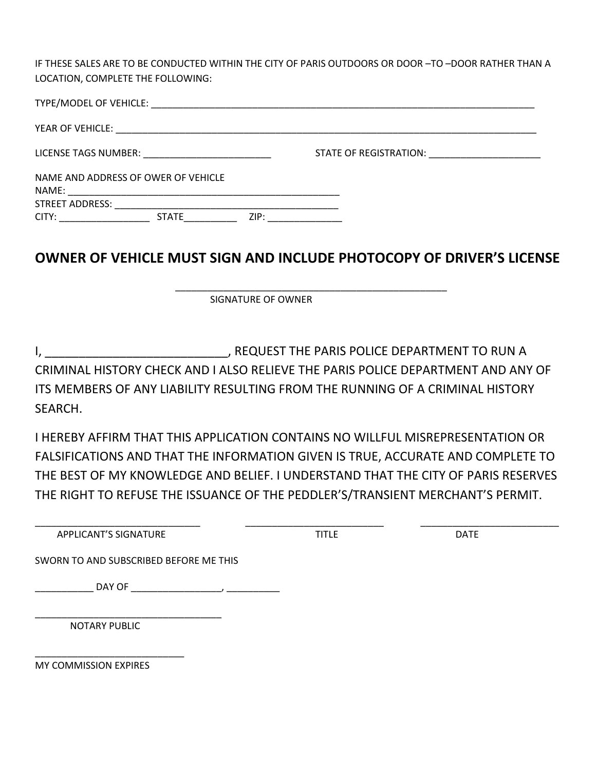IF THESE SALES ARE TO BE CONDUCTED WITHIN THE CITY OF PARIS OUTDOORS OR DOOR –TO –DOOR RATHER THAN A LOCATION, COMPLETE THE FOLLOWING:

TYPE/MODEL OF VEHICLE: ___________________________________________________________________________

YEAR OF VEHICLE: _________________________________________________________________________________

LICENSE TAGS NUMBER: ________________________ STATE OF REGISTRATION: _____________________

NAME AND ADDRESS OF OWER OF VEHICLE
NAME: ____________________________________________________
STREET ADDRESS: __________________________________________
CITY: _________________ STATE__________ ZIP: ______________

**OWNER OF VEHICLE MUST SIGN AND INCLUDE PHOTOCOPY OF DRIVER'S LICENSE**

__________________________________________________
SIGNATURE OF OWNER

I, ___________________________, REQUEST THE PARIS POLICE DEPARTMENT TO RUN A CRIMINAL HISTORY CHECK AND I ALSO RELIEVE THE PARIS POLICE DEPARTMENT AND ANY OF ITS MEMBERS OF ANY LIABILITY RESULTING FROM THE RUNNING OF A CRIMINAL HISTORY SEARCH.

I HEREBY AFFIRM THAT THIS APPLICATION CONTAINS NO WILLFUL MISREPRESENTATION OR FALSIFICATIONS AND THAT THE INFORMATION GIVEN IS TRUE, ACCURATE AND COMPLETE TO THE BEST OF MY KNOWLEDGE AND BELIEF. I UNDERSTAND THAT THE CITY OF PARIS RESERVES THE RIGHT TO REFUSE THE ISSUANCE OF THE PEDDLER'S/TRANSIENT MERCHANT'S PERMIT.

______________________________ ________________________ ________________________
APPLICANT'S SIGNATURE TITLE DATE

SWORN TO AND SUBSCRIBED BEFORE ME THIS

___________ DAY OF _________________, __________

___________________________________
NOTARY PUBLIC

____________________________
MY COMMISSION EXPIRES